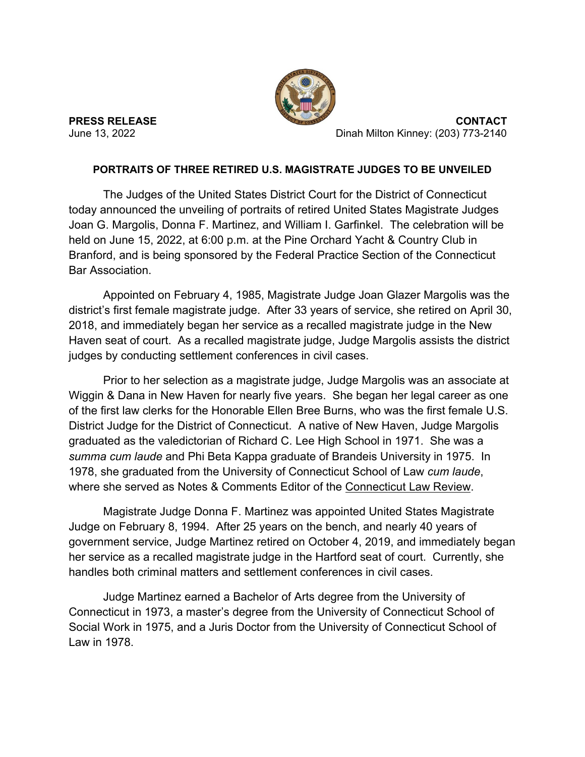**PRESS RELEASE**
June 13, 2022

**CONTACT**
Dinah Milton Kinney: (203) 773-2140

## PORTRAITS OF THREE RETIRED U.S. MAGISTRATE JUDGES TO BE UNVEILED

The Judges of the United States District Court for the District of Connecticut today announced the unveiling of portraits of retired United States Magistrate Judges Joan G. Margolis, Donna F. Martinez, and William I. Garfinkel. The celebration will be held on June 15, 2022, at 6:00 p.m. at the Pine Orchard Yacht & Country Club in Branford, and is being sponsored by the Federal Practice Section of the Connecticut Bar Association.

Appointed on February 4, 1985, Magistrate Judge Joan Glazer Margolis was the district's first female magistrate judge. After 33 years of service, she retired on April 30, 2018, and immediately began her service as a recalled magistrate judge in the New Haven seat of court. As a recalled magistrate judge, Judge Margolis assists the district judges by conducting settlement conferences in civil cases.

Prior to her selection as a magistrate judge, Judge Margolis was an associate at Wiggin & Dana in New Haven for nearly five years. She began her legal career as one of the first law clerks for the Honorable Ellen Bree Burns, who was the first female U.S. District Judge for the District of Connecticut. A native of New Haven, Judge Margolis graduated as the valedictorian of Richard C. Lee High School in 1971. She was a *summa cum laude* and Phi Beta Kappa graduate of Brandeis University in 1975. In 1978, she graduated from the University of Connecticut School of Law *cum laude*, where she served as Notes & Comments Editor of the Connecticut Law Review.

Magistrate Judge Donna F. Martinez was appointed United States Magistrate Judge on February 8, 1994. After 25 years on the bench, and nearly 40 years of government service, Judge Martinez retired on October 4, 2019, and immediately began her service as a recalled magistrate judge in the Hartford seat of court. Currently, she handles both criminal matters and settlement conferences in civil cases.

Judge Martinez earned a Bachelor of Arts degree from the University of Connecticut in 1973, a master's degree from the University of Connecticut School of Social Work in 1975, and a Juris Doctor from the University of Connecticut School of Law in 1978.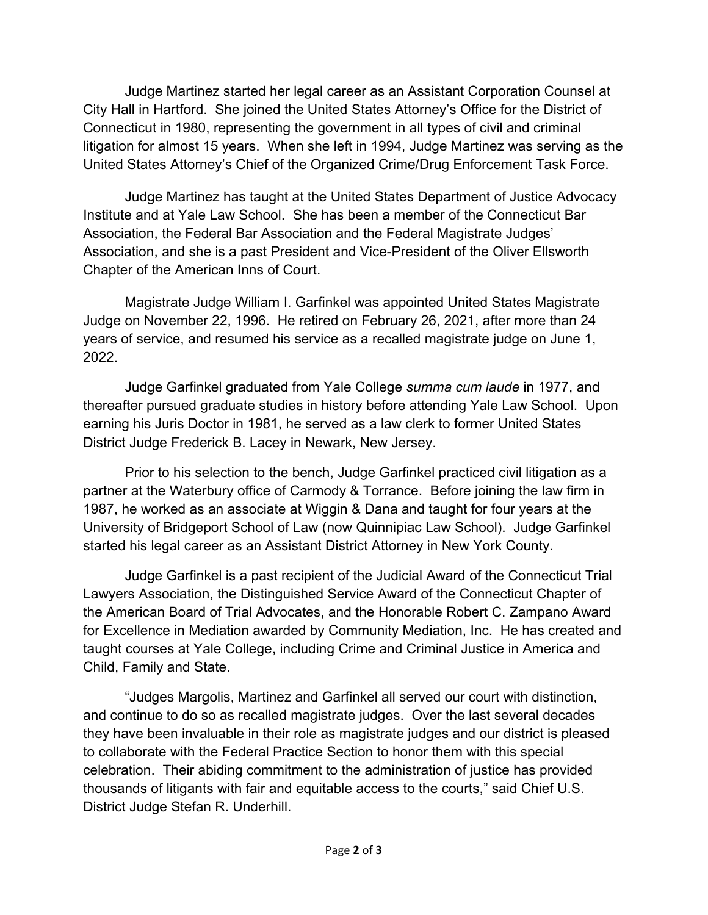Judge Martinez started her legal career as an Assistant Corporation Counsel at City Hall in Hartford. She joined the United States Attorney's Office for the District of Connecticut in 1980, representing the government in all types of civil and criminal litigation for almost 15 years. When she left in 1994, Judge Martinez was serving as the United States Attorney's Chief of the Organized Crime/Drug Enforcement Task Force.

Judge Martinez has taught at the United States Department of Justice Advocacy Institute and at Yale Law School. She has been a member of the Connecticut Bar Association, the Federal Bar Association and the Federal Magistrate Judges' Association, and she is a past President and Vice-President of the Oliver Ellsworth Chapter of the American Inns of Court.

Magistrate Judge William I. Garfinkel was appointed United States Magistrate Judge on November 22, 1996. He retired on February 26, 2021, after more than 24 years of service, and resumed his service as a recalled magistrate judge on June 1, 2022.

Judge Garfinkel graduated from Yale College *summa cum laude* in 1977, and thereafter pursued graduate studies in history before attending Yale Law School. Upon earning his Juris Doctor in 1981, he served as a law clerk to former United States District Judge Frederick B. Lacey in Newark, New Jersey.

Prior to his selection to the bench, Judge Garfinkel practiced civil litigation as a partner at the Waterbury office of Carmody & Torrance. Before joining the law firm in 1987, he worked as an associate at Wiggin & Dana and taught for four years at the University of Bridgeport School of Law (now Quinnipiac Law School). Judge Garfinkel started his legal career as an Assistant District Attorney in New York County.

Judge Garfinkel is a past recipient of the Judicial Award of the Connecticut Trial Lawyers Association, the Distinguished Service Award of the Connecticut Chapter of the American Board of Trial Advocates, and the Honorable Robert C. Zampano Award for Excellence in Mediation awarded by Community Mediation, Inc. He has created and taught courses at Yale College, including Crime and Criminal Justice in America and Child, Family and State.

"Judges Margolis, Martinez and Garfinkel all served our court with distinction, and continue to do so as recalled magistrate judges. Over the last several decades they have been invaluable in their role as magistrate judges and our district is pleased to collaborate with the Federal Practice Section to honor them with this special celebration. Their abiding commitment to the administration of justice has provided thousands of litigants with fair and equitable access to the courts," said Chief U.S. District Judge Stefan R. Underhill.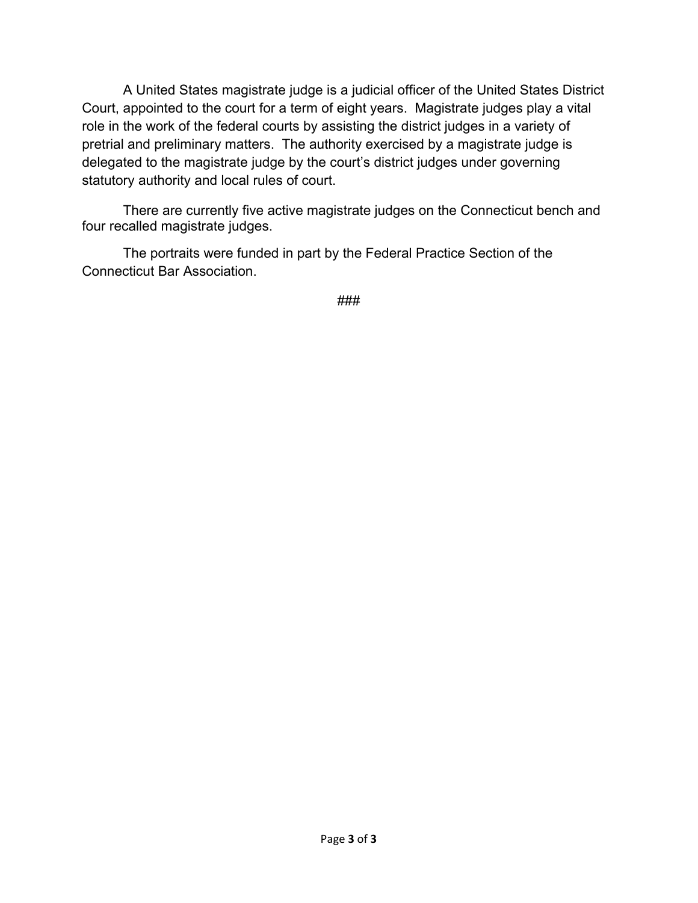A United States magistrate judge is a judicial officer of the United States District Court, appointed to the court for a term of eight years. Magistrate judges play a vital role in the work of the federal courts by assisting the district judges in a variety of pretrial and preliminary matters. The authority exercised by a magistrate judge is delegated to the magistrate judge by the court's district judges under governing statutory authority and local rules of court.

There are currently five active magistrate judges on the Connecticut bench and four recalled magistrate judges.

The portraits were funded in part by the Federal Practice Section of the Connecticut Bar Association.

###